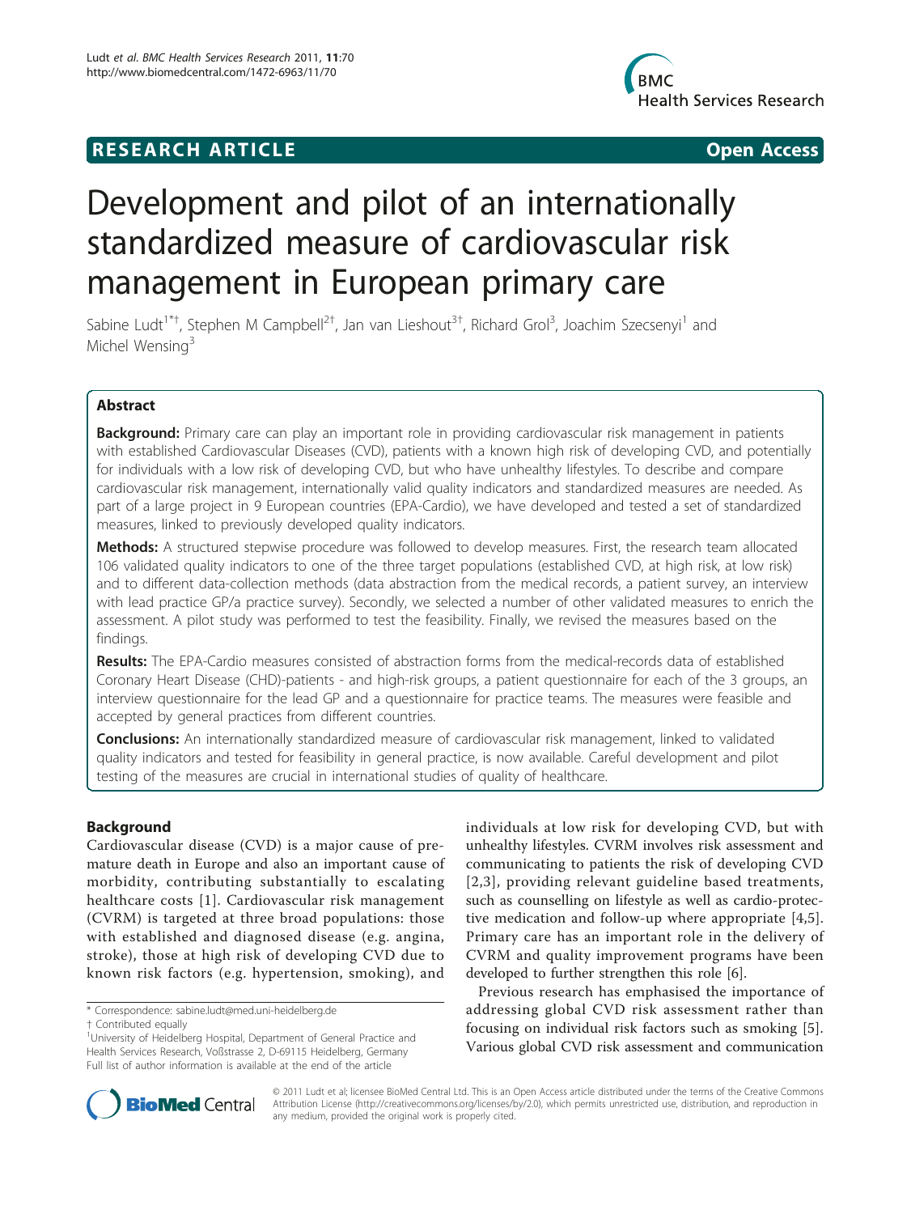RESEARCH ARTICLE Open Access

# Development and pilot of an internationally standardized measure of cardiovascular risk management in European primary care

Sabine Ludt[1*†], Stephen M Campbell[2†], Jan van Lieshout[3†], Richard Grol[3], Joachim Szecsenyi[1] and Michel Wensing[3]

## Abstract

**Background:** Primary care can play an important role in providing cardiovascular risk management in patients with established Cardiovascular Diseases (CVD), patients with a known high risk of developing CVD, and potentially for individuals with a low risk of developing CVD, but who have unhealthy lifestyles. To describe and compare cardiovascular risk management, internationally valid quality indicators and standardized measures are needed. As part of a large project in 9 European countries (EPA-Cardio), we have developed and tested a set of standardized measures, linked to previously developed quality indicators.

**Methods:** A structured stepwise procedure was followed to develop measures. First, the research team allocated 106 validated quality indicators to one of the three target populations (established CVD, at high risk, at low risk) and to different data-collection methods (data abstraction from the medical records, a patient survey, an interview with lead practice GP/a practice survey). Secondly, we selected a number of other validated measures to enrich the assessment. A pilot study was performed to test the feasibility. Finally, we revised the measures based on the findings.

**Results:** The EPA-Cardio measures consisted of abstraction forms from the medical-records data of established Coronary Heart Disease (CHD)-patients - and high-risk groups, a patient questionnaire for each of the 3 groups, an interview questionnaire for the lead GP and a questionnaire for practice teams. The measures were feasible and accepted by general practices from different countries.

**Conclusions:** An internationally standardized measure of cardiovascular risk management, linked to validated quality indicators and tested for feasibility in general practice, is now available. Careful development and pilot testing of the measures are crucial in international studies of quality of healthcare.

## Background

Cardiovascular disease (CVD) is a major cause of premature death in Europe and also an important cause of morbidity, contributing substantially to escalating healthcare costs [1]. Cardiovascular risk management (CVRM) is targeted at three broad populations: those with established and diagnosed disease (e.g. angina, stroke), those at high risk of developing CVD due to known risk factors (e.g. hypertension, smoking), and individuals at low risk for developing CVD, but with unhealthy lifestyles. CVRM involves risk assessment and communicating to patients the risk of developing CVD [2,3], providing relevant guideline based treatments, such as counselling on lifestyle as well as cardio-protective medication and follow-up where appropriate [4,5]. Primary care has an important role in the delivery of CVRM and quality improvement programs have been developed to further strengthen this role [6].

Previous research has emphasised the importance of addressing global CVD risk assessment rather than focusing on individual risk factors such as smoking [5]. Various global CVD risk assessment and communication

\* Correspondence: sabine.ludt@med.uni-heidelberg.de
† Contributed equally
[1]University of Heidelberg Hospital, Department of General Practice and Health Services Research, Voßstrasse 2, D-69115 Heidelberg, Germany
Full list of author information is available at the end of the article

© 2011 Ludt et al; licensee BioMed Central Ltd. This is an Open Access article distributed under the terms of the Creative Commons Attribution License (http://creativecommons.org/licenses/by/2.0), which permits unrestricted use, distribution, and reproduction in any medium, provided the original work is properly cited.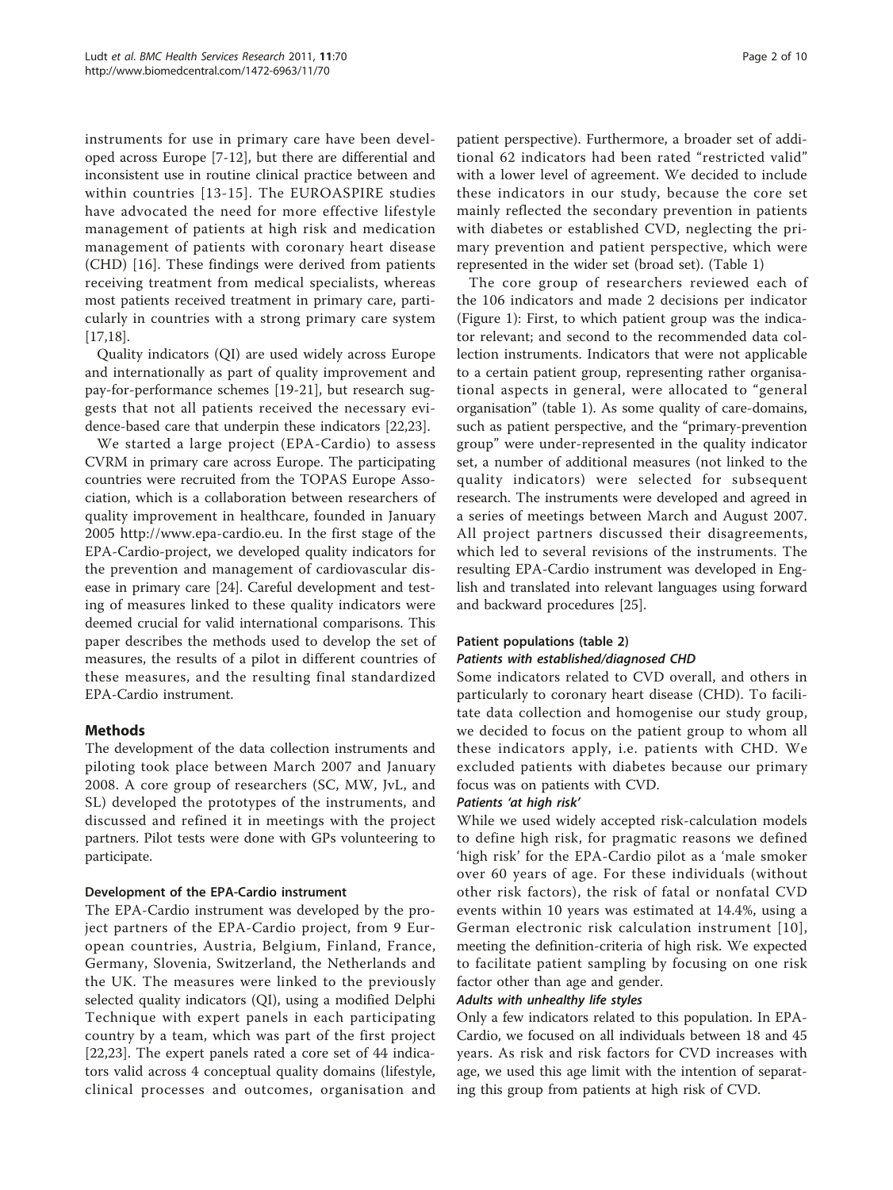instruments for use in primary care have been developed across Europe [7-12], but there are differential and inconsistent use in routine clinical practice between and within countries [13-15]. The EUROASPIRE studies have advocated the need for more effective lifestyle management of patients at high risk and medication management of patients with coronary heart disease (CHD) [16]. These findings were derived from patients receiving treatment from medical specialists, whereas most patients received treatment in primary care, particularly in countries with a strong primary care system [17,18].

Quality indicators (QI) are used widely across Europe and internationally as part of quality improvement and pay-for-performance schemes [19-21], but research suggests that not all patients received the necessary evidence-based care that underpin these indicators [22,23].

We started a large project (EPA-Cardio) to assess CVRM in primary care across Europe. The participating countries were recruited from the TOPAS Europe Association, which is a collaboration between researchers of quality improvement in healthcare, founded in January 2005 http://www.epa-cardio.eu. In the first stage of the EPA-Cardio-project, we developed quality indicators for the prevention and management of cardiovascular disease in primary care [24]. Careful development and testing of measures linked to these quality indicators were deemed crucial for valid international comparisons. This paper describes the methods used to develop the set of measures, the results of a pilot in different countries of these measures, and the resulting final standardized EPA-Cardio instrument.

## Methods

The development of the data collection instruments and piloting took place between March 2007 and January 2008. A core group of researchers (SC, MW, JvL, and SL) developed the prototypes of the instruments, and discussed and refined it in meetings with the project partners. Pilot tests were done with GPs volunteering to participate.

### Development of the EPA-Cardio instrument

The EPA-Cardio instrument was developed by the project partners of the EPA-Cardio project, from 9 European countries, Austria, Belgium, Finland, France, Germany, Slovenia, Switzerland, the Netherlands and the UK. The measures were linked to the previously selected quality indicators (QI), using a modified Delphi Technique with expert panels in each participating country by a team, which was part of the first project [22,23]. The expert panels rated a core set of 44 indicators valid across 4 conceptual quality domains (lifestyle, clinical processes and outcomes, organisation and patient perspective). Furthermore, a broader set of additional 62 indicators had been rated "restricted valid" with a lower level of agreement. We decided to include these indicators in our study, because the core set mainly reflected the secondary prevention in patients with diabetes or established CVD, neglecting the primary prevention and patient perspective, which were represented in the wider set (broad set). (Table 1)

The core group of researchers reviewed each of the 106 indicators and made 2 decisions per indicator (Figure 1): First, to which patient group was the indicator relevant; and second to the recommended data collection instruments. Indicators that were not applicable to a certain patient group, representing rather organisational aspects in general, were allocated to "general organisation" (table 1). As some quality of care-domains, such as patient perspective, and the "primary-prevention group" were under-represented in the quality indicator set, a number of additional measures (not linked to the quality indicators) were selected for subsequent research. The instruments were developed and agreed in a series of meetings between March and August 2007. All project partners discussed their disagreements, which led to several revisions of the instruments. The resulting EPA-Cardio instrument was developed in English and translated into relevant languages using forward and backward procedures [25].

### Patient populations (table 2)

#### *Patients with established/diagnosed CHD*

Some indicators related to CVD overall, and others in particularly to coronary heart disease (CHD). To facilitate data collection and homogenise our study group, we decided to focus on the patient group to whom all these indicators apply, i.e. patients with CHD. We excluded patients with diabetes because our primary focus was on patients with CVD.

#### *Patients 'at high risk'*

While we used widely accepted risk-calculation models to define high risk, for pragmatic reasons we defined 'high risk' for the EPA-Cardio pilot as a 'male smoker over 60 years of age. For these individuals (without other risk factors), the risk of fatal or nonfatal CVD events within 10 years was estimated at 14.4%, using a German electronic risk calculation instrument [10], meeting the definition-criteria of high risk. We expected to facilitate patient sampling by focusing on one risk factor other than age and gender.

#### *Adults with unhealthy life styles*

Only a few indicators related to this population. In EPA-Cardio, we focused on all individuals between 18 and 45 years. As risk and risk factors for CVD increases with age, we used this age limit with the intention of separating this group from patients at high risk of CVD.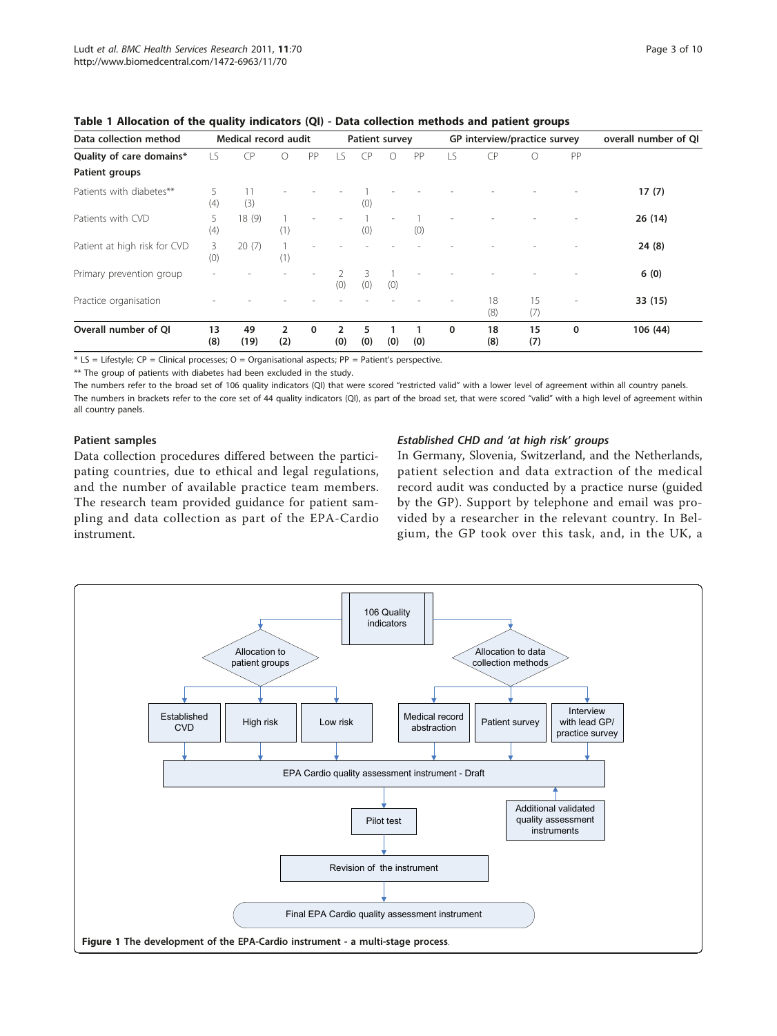**Table 1 Allocation of the quality indicators (QI) - Data collection methods and patient groups**

| Data collection method | Medical record audit | | | | Patient survey | | | | GP interview/practice survey | | | | overall number of QI |
|---|---|---|---|---|---|---|---|---|---|---|---|---|---|
| Quality of care domains* | LS | CP | O | PP | LS | CP | O | PP | LS | CP | O | PP | |
| **Patient groups** | | | | | | | | | | | | | |
| Patients with diabetes** | 5 (4) | 11 (3) | - | - | - | 1 (0) | - | - | - | - | - | - | **17 (7)** |
| Patients with CVD | 5 (4) | 18 (9) | 1 (1) | - | - | 1 (0) | - | 1 (0) | - | - | - | - | **26 (14)** |
| Patient at high risk for CVD | 3 (0) | 20 (7) | 1 (1) | - | - | - | - | - | - | - | - | - | **24 (8)** |
| Primary prevention group | - | - | - | - | 2 (0) | 3 (0) | 1 (0) | - | - | - | - | - | **6 (0)** |
| Practice organisation | - | - | - | - | - | - | - | - | - | 18 (8) | 15 (7) | - | **33 (15)** |
| **Overall number of QI** | **13 (8)** | **49 (19)** | **2 (2)** | **0** | **2 (0)** | **5 (0)** | **1 (0)** | **1 (0)** | **0** | **18 (8)** | **15 (7)** | **0** | **106 (44)** |

* LS = Lifestyle; CP = Clinical processes; O = Organisational aspects; PP = Patient's perspective.

** The group of patients with diabetes had been excluded in the study.

The numbers refer to the broad set of 106 quality indicators (QI) that were scored "restricted valid" with a lower level of agreement within all country panels.

The numbers in brackets refer to the core set of 44 quality indicators (QI), as part of the broad set, that were scored "valid" with a high level of agreement within all country panels.

### Patient samples

Data collection procedures differed between the participating countries, due to ethical and legal regulations, and the number of available practice team members. The research team provided guidance for patient sampling and data collection as part of the EPA-Cardio instrument.

#### *Established CHD and 'at high risk' groups*

In Germany, Slovenia, Switzerland, and the Netherlands, patient selection and data extraction of the medical record audit was conducted by a practice nurse (guided by the GP). Support by telephone and email was provided by a researcher in the relevant country. In Belgium, the GP took over this task, and, in the UK, a

**Figure 1 The development of the EPA-Cardio instrument - a multi-stage process**.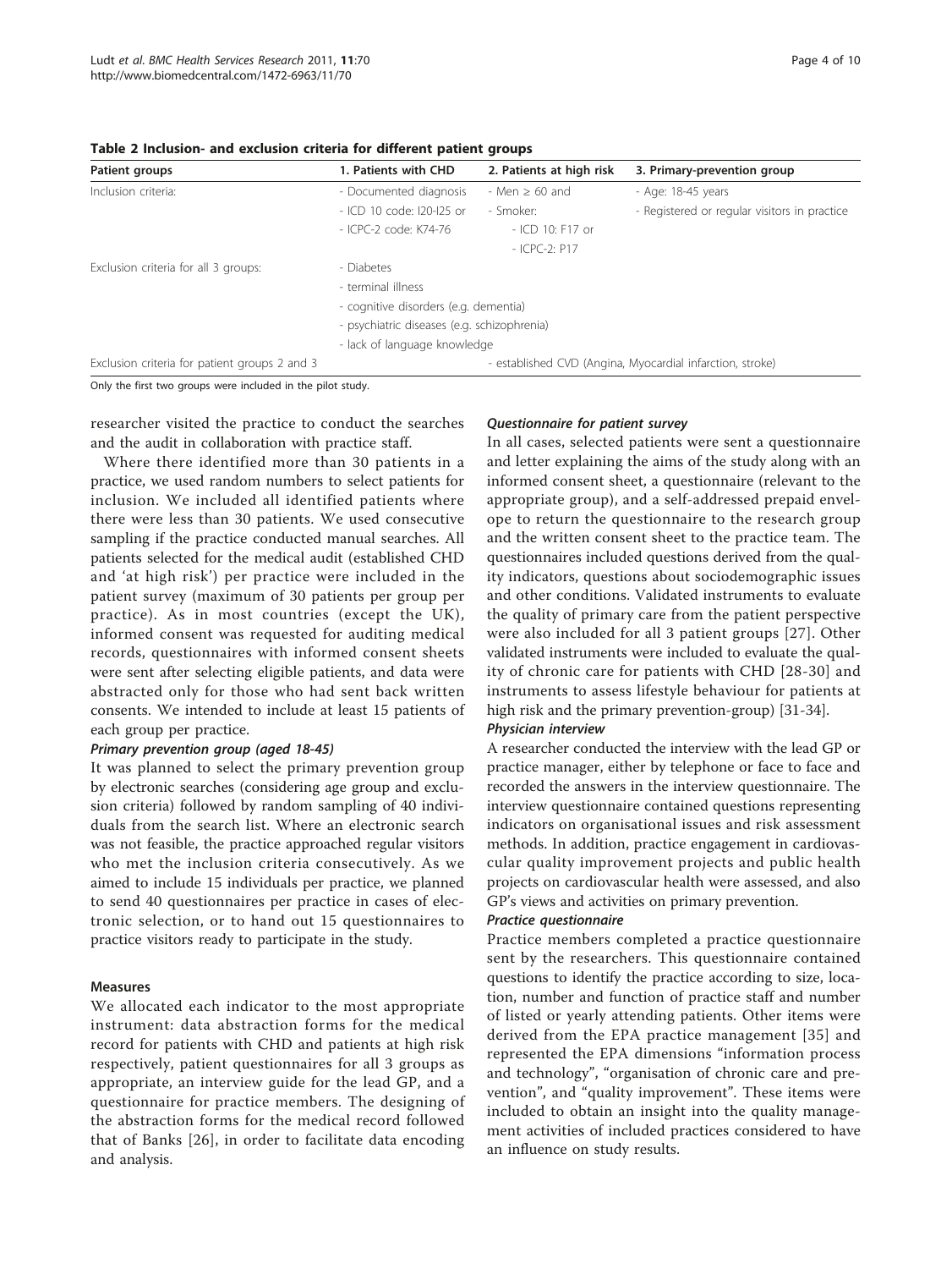**Table 2 Inclusion- and exclusion criteria for different patient groups**

| Patient groups | 1. Patients with CHD | 2. Patients at high risk | 3. Primary-prevention group |
|---|---|---|---|
| Inclusion criteria: | - Documented diagnosis<br>- ICD 10 code: I20-I25 or<br>- ICPC-2 code: K74-76 | - Men ≥ 60 and<br>- Smoker:<br>- ICD 10: F17 or<br>- ICPC-2: P17 | - Age: 18-45 years<br>- Registered or regular visitors in practice |
| Exclusion criteria for all 3 groups: | - Diabetes<br>- terminal illness<br>- cognitive disorders (e.g. dementia)<br>- psychiatric diseases (e.g. schizophrenia)<br>- lack of language knowledge | | |
| Exclusion criteria for patient groups 2 and 3 | | - established CVD (Angina, Myocardial infarction, stroke) | |

Only the first two groups were included in the pilot study.

researcher visited the practice to conduct the searches and the audit in collaboration with practice staff.

Where there identified more than 30 patients in a practice, we used random numbers to select patients for inclusion. We included all identified patients where there were less than 30 patients. We used consecutive sampling if the practice conducted manual searches. All patients selected for the medical audit (established CHD and 'at high risk') per practice were included in the patient survey (maximum of 30 patients per group per practice). As in most countries (except the UK), informed consent was requested for auditing medical records, questionnaires with informed consent sheets were sent after selecting eligible patients, and data were abstracted only for those who had sent back written consents. We intended to include at least 15 patients of each group per practice.

#### *Primary prevention group (aged 18-45)*

It was planned to select the primary prevention group by electronic searches (considering age group and exclusion criteria) followed by random sampling of 40 individuals from the search list. Where an electronic search was not feasible, the practice approached regular visitors who met the inclusion criteria consecutively. As we aimed to include 15 individuals per practice, we planned to send 40 questionnaires per practice in cases of electronic selection, or to hand out 15 questionnaires to practice visitors ready to participate in the study.

### Measures

We allocated each indicator to the most appropriate instrument: data abstraction forms for the medical record for patients with CHD and patients at high risk respectively, patient questionnaires for all 3 groups as appropriate, an interview guide for the lead GP, and a questionnaire for practice members. The designing of the abstraction forms for the medical record followed that of Banks [26], in order to facilitate data encoding and analysis.

#### *Questionnaire for patient survey*

In all cases, selected patients were sent a questionnaire and letter explaining the aims of the study along with an informed consent sheet, a questionnaire (relevant to the appropriate group), and a self-addressed prepaid envelope to return the questionnaire to the research group and the written consent sheet to the practice team. The questionnaires included questions derived from the quality indicators, questions about sociodemographic issues and other conditions. Validated instruments to evaluate the quality of primary care from the patient perspective were also included for all 3 patient groups [27]. Other validated instruments were included to evaluate the quality of chronic care for patients with CHD [28-30] and instruments to assess lifestyle behaviour for patients at high risk and the primary prevention-group) [31-34].

#### *Physician interview*

A researcher conducted the interview with the lead GP or practice manager, either by telephone or face to face and recorded the answers in the interview questionnaire. The interview questionnaire contained questions representing indicators on organisational issues and risk assessment methods. In addition, practice engagement in cardiovascular quality improvement projects and public health projects on cardiovascular health were assessed, and also GP's views and activities on primary prevention.

#### *Practice questionnaire*

Practice members completed a practice questionnaire sent by the researchers. This questionnaire contained questions to identify the practice according to size, location, number and function of practice staff and number of listed or yearly attending patients. Other items were derived from the EPA practice management [35] and represented the EPA dimensions "information process and technology", "organisation of chronic care and prevention", and "quality improvement". These items were included to obtain an insight into the quality management activities of included practices considered to have an influence on study results.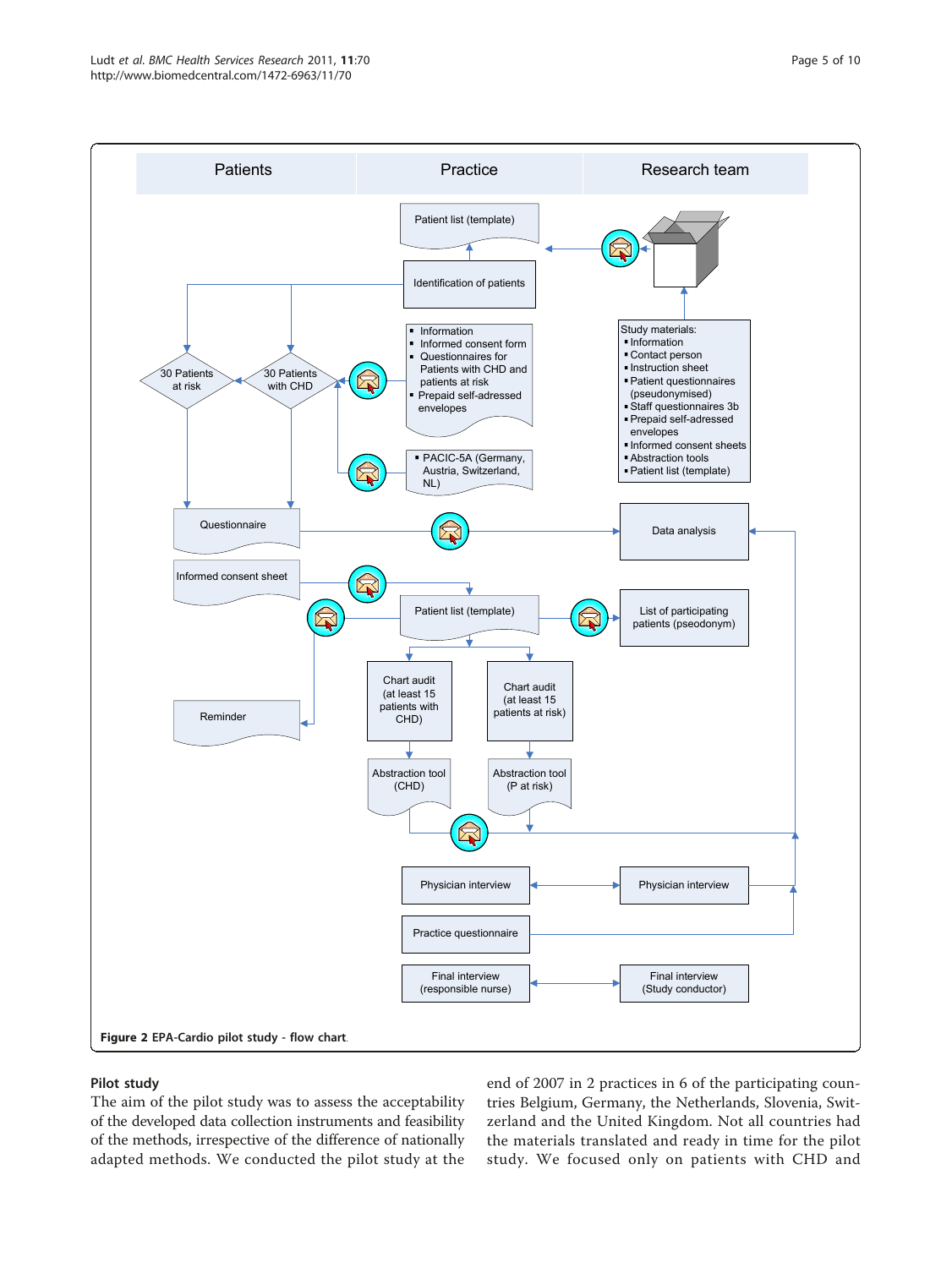**Figure 2** EPA-Cardio pilot study - flow chart.

## Pilot study

The aim of the pilot study was to assess the acceptability of the developed data collection instruments and feasibility of the methods, irrespective of the difference of nationally adapted methods. We conducted the pilot study at the end of 2007 in 2 practices in 6 of the participating countries Belgium, Germany, the Netherlands, Slovenia, Switzerland and the United Kingdom. Not all countries had the materials translated and ready in time for the pilot study. We focused only on patients with CHD and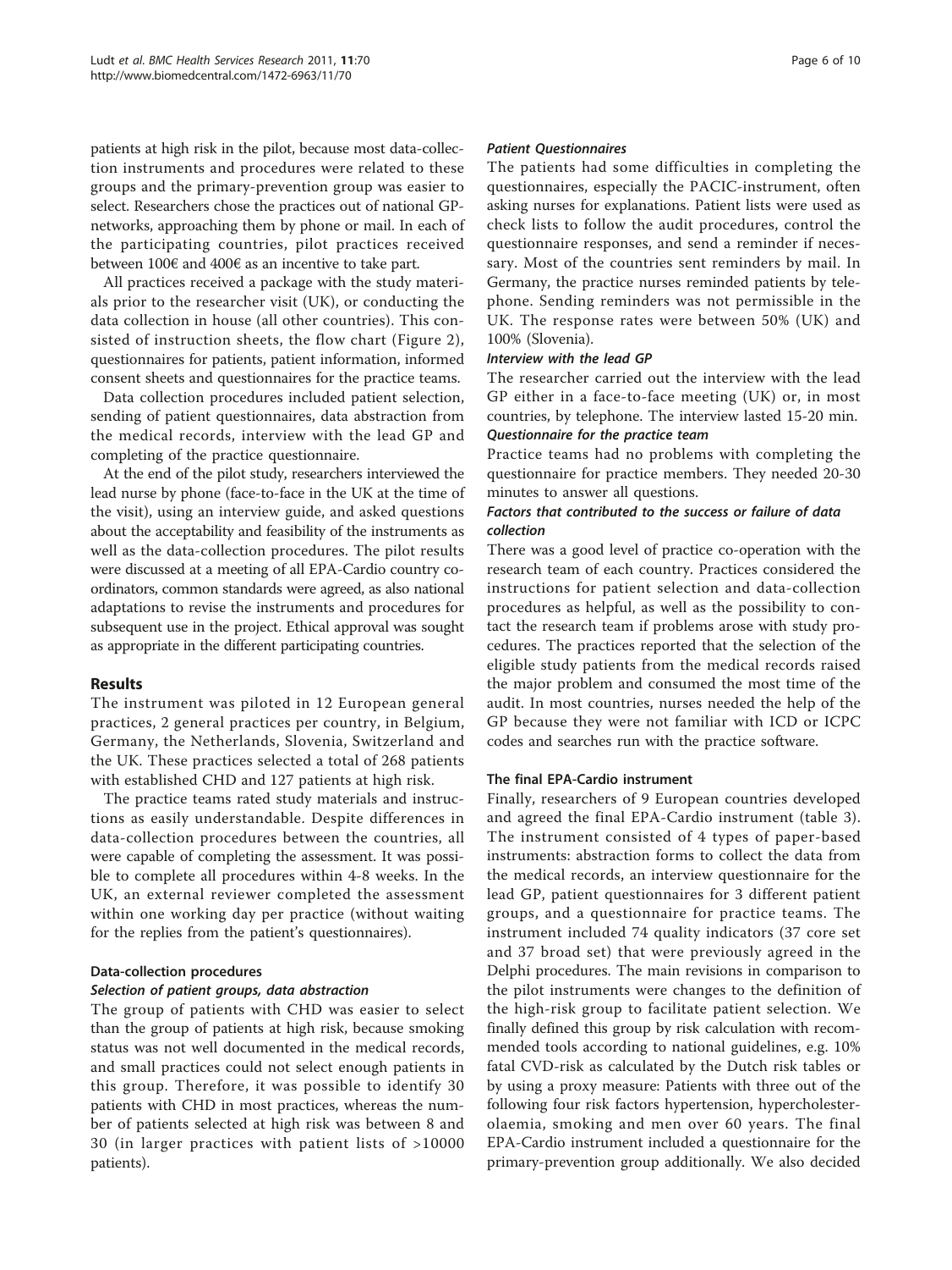patients at high risk in the pilot, because most data-collection instruments and procedures were related to these groups and the primary-prevention group was easier to select. Researchers chose the practices out of national GP-networks, approaching them by phone or mail. In each of the participating countries, pilot practices received between 100€ and 400€ as an incentive to take part.

All practices received a package with the study materials prior to the researcher visit (UK), or conducting the data collection in house (all other countries). This consisted of instruction sheets, the flow chart (Figure 2), questionnaires for patients, patient information, informed consent sheets and questionnaires for the practice teams.

Data collection procedures included patient selection, sending of patient questionnaires, data abstraction from the medical records, interview with the lead GP and completing of the practice questionnaire.

At the end of the pilot study, researchers interviewed the lead nurse by phone (face-to-face in the UK at the time of the visit), using an interview guide, and asked questions about the acceptability and feasibility of the instruments as well as the data-collection procedures. The pilot results were discussed at a meeting of all EPA-Cardio country co-ordinators, common standards were agreed, as also national adaptations to revise the instruments and procedures for subsequent use in the project. Ethical approval was sought as appropriate in the different participating countries.

## Results

The instrument was piloted in 12 European general practices, 2 general practices per country, in Belgium, Germany, the Netherlands, Slovenia, Switzerland and the UK. These practices selected a total of 268 patients with established CHD and 127 patients at high risk.

The practice teams rated study materials and instructions as easily understandable. Despite differences in data-collection procedures between the countries, all were capable of completing the assessment. It was possible to complete all procedures within 4-8 weeks. In the UK, an external reviewer completed the assessment within one working day per practice (without waiting for the replies from the patient's questionnaires).

### Data-collection procedures

#### *Selection of patient groups, data abstraction*

The group of patients with CHD was easier to select than the group of patients at high risk, because smoking status was not well documented in the medical records, and small practices could not select enough patients in this group. Therefore, it was possible to identify 30 patients with CHD in most practices, whereas the number of patients selected at high risk was between 8 and 30 (in larger practices with patient lists of >10000 patients).

#### *Patient Questionnaires*

The patients had some difficulties in completing the questionnaires, especially the PACIC-instrument, often asking nurses for explanations. Patient lists were used as check lists to follow the audit procedures, control the questionnaire responses, and send a reminder if necessary. Most of the countries sent reminders by mail. In Germany, the practice nurses reminded patients by telephone. Sending reminders was not permissible in the UK. The response rates were between 50% (UK) and 100% (Slovenia).

#### *Interview with the lead GP*

The researcher carried out the interview with the lead GP either in a face-to-face meeting (UK) or, in most countries, by telephone. The interview lasted 15-20 min.

#### *Questionnaire for the practice team*

Practice teams had no problems with completing the questionnaire for practice members. They needed 20-30 minutes to answer all questions.

#### *Factors that contributed to the success or failure of data collection*

There was a good level of practice co-operation with the research team of each country. Practices considered the instructions for patient selection and data-collection procedures as helpful, as well as the possibility to contact the research team if problems arose with study procedures. The practices reported that the selection of the eligible study patients from the medical records raised the major problem and consumed the most time of the audit. In most countries, nurses needed the help of the GP because they were not familiar with ICD or ICPC codes and searches run with the practice software.

### The final EPA-Cardio instrument

Finally, researchers of 9 European countries developed and agreed the final EPA-Cardio instrument (table 3). The instrument consisted of 4 types of paper-based instruments: abstraction forms to collect the data from the medical records, an interview questionnaire for the lead GP, patient questionnaires for 3 different patient groups, and a questionnaire for practice teams. The instrument included 74 quality indicators (37 core set and 37 broad set) that were previously agreed in the Delphi procedures. The main revisions in comparison to the pilot instruments were changes to the definition of the high-risk group to facilitate patient selection. We finally defined this group by risk calculation with recommended tools according to national guidelines, e.g. 10% fatal CVD-risk as calculated by the Dutch risk tables or by using a proxy measure: Patients with three out of the following four risk factors hypertension, hypercholesterolaemia, smoking and men over 60 years. The final EPA-Cardio instrument included a questionnaire for the primary-prevention group additionally. We also decided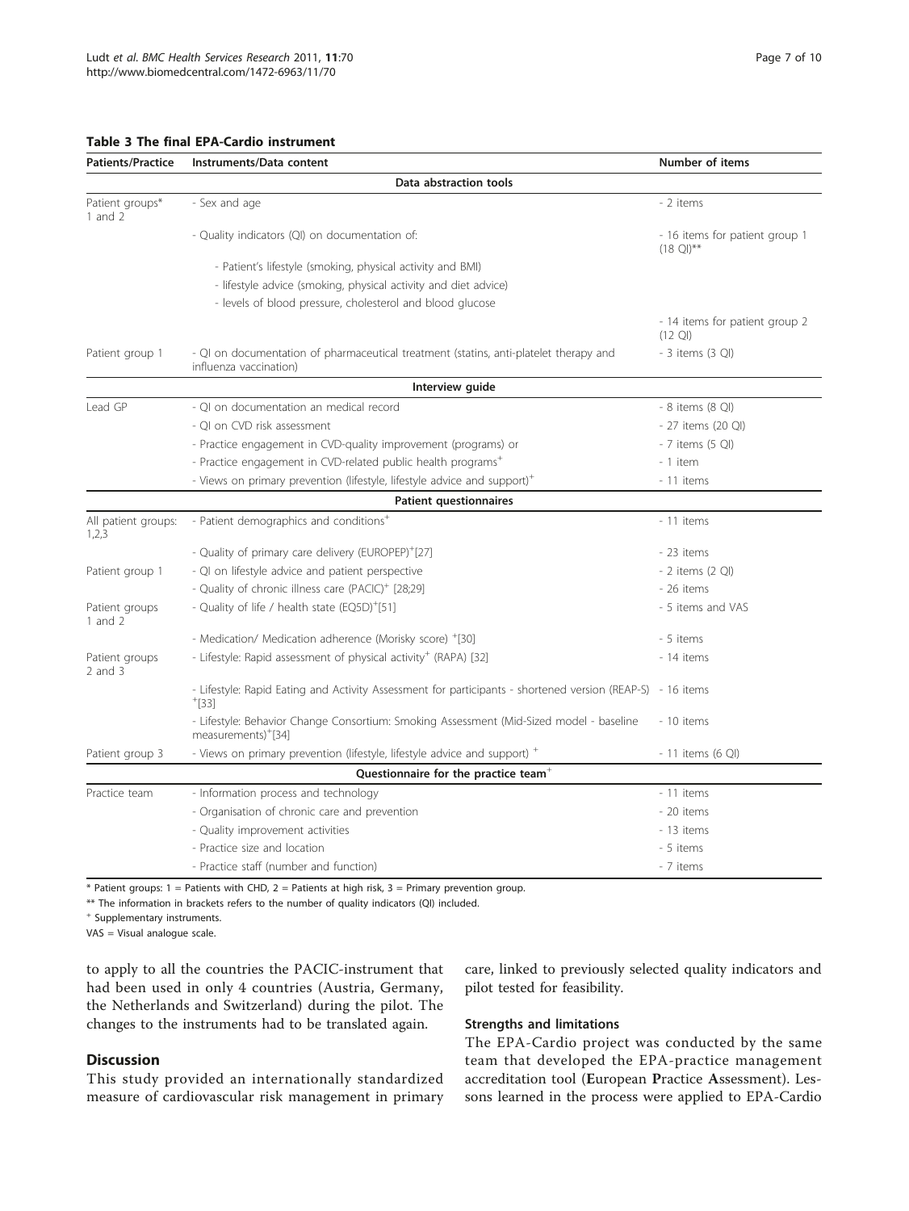**Table 3 The final EPA-Cardio instrument**

| Patients/Practice | Instruments/Data content | Number of items |
|---|---|---|
| | **Data abstraction tools** | |
| Patient groups* 1 and 2 | - Sex and age | - 2 items |
| | - Quality indicators (QI) on documentation of: | - 16 items for patient group 1 (18 QI)** |
| | - Patient's lifestyle (smoking, physical activity and BMI) | |
| | - lifestyle advice (smoking, physical activity and diet advice) | |
| | - levels of blood pressure, cholesterol and blood glucose | |
| | | - 14 items for patient group 2 (12 QI) |
| Patient group 1 | - QI on documentation of pharmaceutical treatment (statins, anti-platelet therapy and influenza vaccination) | - 3 items (3 QI) |
| | **Interview guide** | |
| Lead GP | - QI on documentation an medical record | - 8 items (8 QI) |
| | - QI on CVD risk assessment | - 27 items (20 QI) |
| | - Practice engagement in CVD-quality improvement (programs) or | - 7 items (5 QI) |
| | - Practice engagement in CVD-related public health programs+ | - 1 item |
| | - Views on primary prevention (lifestyle, lifestyle advice and support)+ | - 11 items |
| | **Patient questionnaires** | |
| All patient groups: 1,2,3 | - Patient demographics and conditions+ | - 11 items |
| | - Quality of primary care delivery (EUROPEP)+[27] | - 23 items |
| Patient group 1 | - QI on lifestyle advice and patient perspective | - 2 items (2 QI) |
| | - Quality of chronic illness care (PACIC)+ [28;29] | - 26 items |
| Patient groups 1 and 2 | - Quality of life / health state (EQ5D)+[51] | - 5 items and VAS |
| | - Medication/ Medication adherence (Morisky score) +[30] | - 5 items |
| Patient groups 2 and 3 | - Lifestyle: Rapid assessment of physical activity+ (RAPA) [32] | - 14 items |
| | - Lifestyle: Rapid Eating and Activity Assessment for participants - shortened version (REAP-S) +[33] | - 16 items |
| | - Lifestyle: Behavior Change Consortium: Smoking Assessment (Mid-Sized model - baseline measurements)+[34] | - 10 items |
| Patient group 3 | - Views on primary prevention (lifestyle, lifestyle advice and support) + | - 11 items (6 QI) |
| | **Questionnaire for the practice team+** | |
| Practice team | - Information process and technology | - 11 items |
| | - Organisation of chronic care and prevention | - 20 items |
| | - Quality improvement activities | - 13 items |
| | - Practice size and location | - 5 items |
| | - Practice staff (number and function) | - 7 items |

\* Patient groups: 1 = Patients with CHD, 2 = Patients at high risk, 3 = Primary prevention group.

\** The information in brackets refers to the number of quality indicators (QI) included.

\+ Supplementary instruments.

VAS = Visual analogue scale.

to apply to all the countries the PACIC-instrument that had been used in only 4 countries (Austria, Germany, the Netherlands and Switzerland) during the pilot. The changes to the instruments had to be translated again.

## Discussion

This study provided an internationally standardized measure of cardiovascular risk management in primary care, linked to previously selected quality indicators and pilot tested for feasibility.

### Strengths and limitations

The EPA-Cardio project was conducted by the same team that developed the EPA-practice management accreditation tool (**E**uropean **P**ractice **A**ssessment). Lessons learned in the process were applied to EPA-Cardio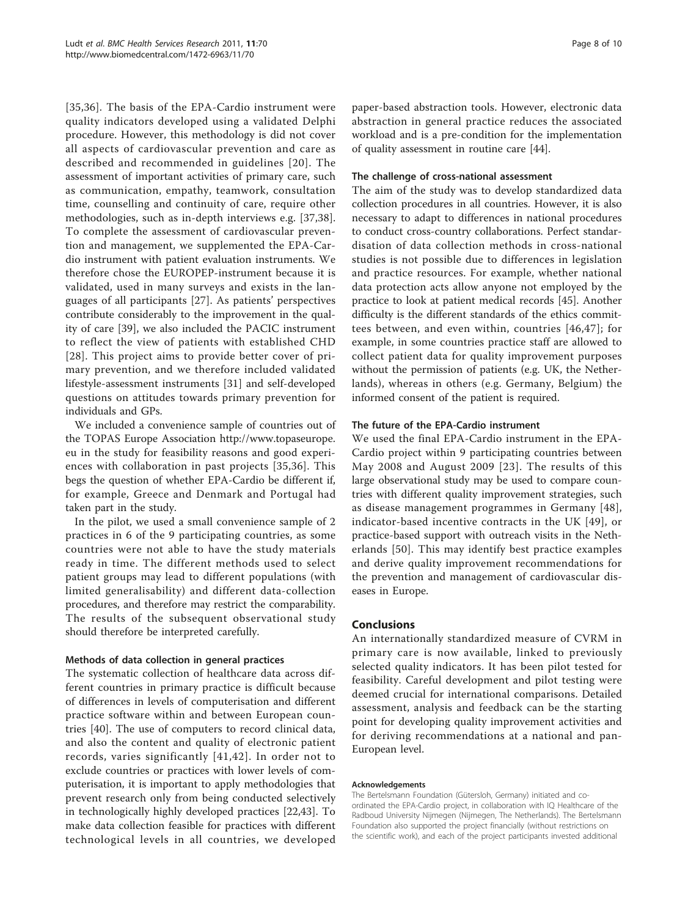[35,36]. The basis of the EPA-Cardio instrument were quality indicators developed using a validated Delphi procedure. However, this methodology is did not cover all aspects of cardiovascular prevention and care as described and recommended in guidelines [20]. The assessment of important activities of primary care, such as communication, empathy, teamwork, consultation time, counselling and continuity of care, require other methodologies, such as in-depth interviews e.g. [37,38]. To complete the assessment of cardiovascular prevention and management, we supplemented the EPA-Cardio instrument with patient evaluation instruments. We therefore chose the EUROPEP-instrument because it is validated, used in many surveys and exists in the languages of all participants [27]. As patients' perspectives contribute considerably to the improvement in the quality of care [39], we also included the PACIC instrument to reflect the view of patients with established CHD [28]. This project aims to provide better cover of primary prevention, and we therefore included validated lifestyle-assessment instruments [31] and self-developed questions on attitudes towards primary prevention for individuals and GPs.

We included a convenience sample of countries out of the TOPAS Europe Association http://www.topaseurope.eu in the study for feasibility reasons and good experiences with collaboration in past projects [35,36]. This begs the question of whether EPA-Cardio be different if, for example, Greece and Denmark and Portugal had taken part in the study.

In the pilot, we used a small convenience sample of 2 practices in 6 of the 9 participating countries, as some countries were not able to have the study materials ready in time. The different methods used to select patient groups may lead to different populations (with limited generalisability) and different data-collection procedures, and therefore may restrict the comparability. The results of the subsequent observational study should therefore be interpreted carefully.

#### Methods of data collection in general practices

The systematic collection of healthcare data across different countries in primary practice is difficult because of differences in levels of computerisation and different practice software within and between European countries [40]. The use of computers to record clinical data, and also the content and quality of electronic patient records, varies significantly [41,42]. In order not to exclude countries or practices with lower levels of computerisation, it is important to apply methodologies that prevent research only from being conducted selectively in technologically highly developed practices [22,43]. To make data collection feasible for practices with different technological levels in all countries, we developed paper-based abstraction tools. However, electronic data abstraction in general practice reduces the associated workload and is a pre-condition for the implementation of quality assessment in routine care [44].

#### The challenge of cross-national assessment

The aim of the study was to develop standardized data collection procedures in all countries. However, it is also necessary to adapt to differences in national procedures to conduct cross-country collaborations. Perfect standardisation of data collection methods in cross-national studies is not possible due to differences in legislation and practice resources. For example, whether national data protection acts allow anyone not employed by the practice to look at patient medical records [45]. Another difficulty is the different standards of the ethics committees between, and even within, countries [46,47]; for example, in some countries practice staff are allowed to collect patient data for quality improvement purposes without the permission of patients (e.g. UK, the Netherlands), whereas in others (e.g. Germany, Belgium) the informed consent of the patient is required.

#### The future of the EPA-Cardio instrument

We used the final EPA-Cardio instrument in the EPA-Cardio project within 9 participating countries between May 2008 and August 2009 [23]. The results of this large observational study may be used to compare countries with different quality improvement strategies, such as disease management programmes in Germany [48], indicator-based incentive contracts in the UK [49], or practice-based support with outreach visits in the Netherlands [50]. This may identify best practice examples and derive quality improvement recommendations for the prevention and management of cardiovascular diseases in Europe.

## Conclusions

An internationally standardized measure of CVRM in primary care is now available, linked to previously selected quality indicators. It has been pilot tested for feasibility. Careful development and pilot testing were deemed crucial for international comparisons. Detailed assessment, analysis and feedback can be the starting point for developing quality improvement activities and for deriving recommendations at a national and pan-European level.

#### Acknowledgements

The Bertelsmann Foundation (Gütersloh, Germany) initiated and co-ordinated the EPA-Cardio project, in collaboration with IQ Healthcare of the Radboud University Nijmegen (Nijmegen, The Netherlands). The Bertelsmann Foundation also supported the project financially (without restrictions on the scientific work), and each of the project participants invested additional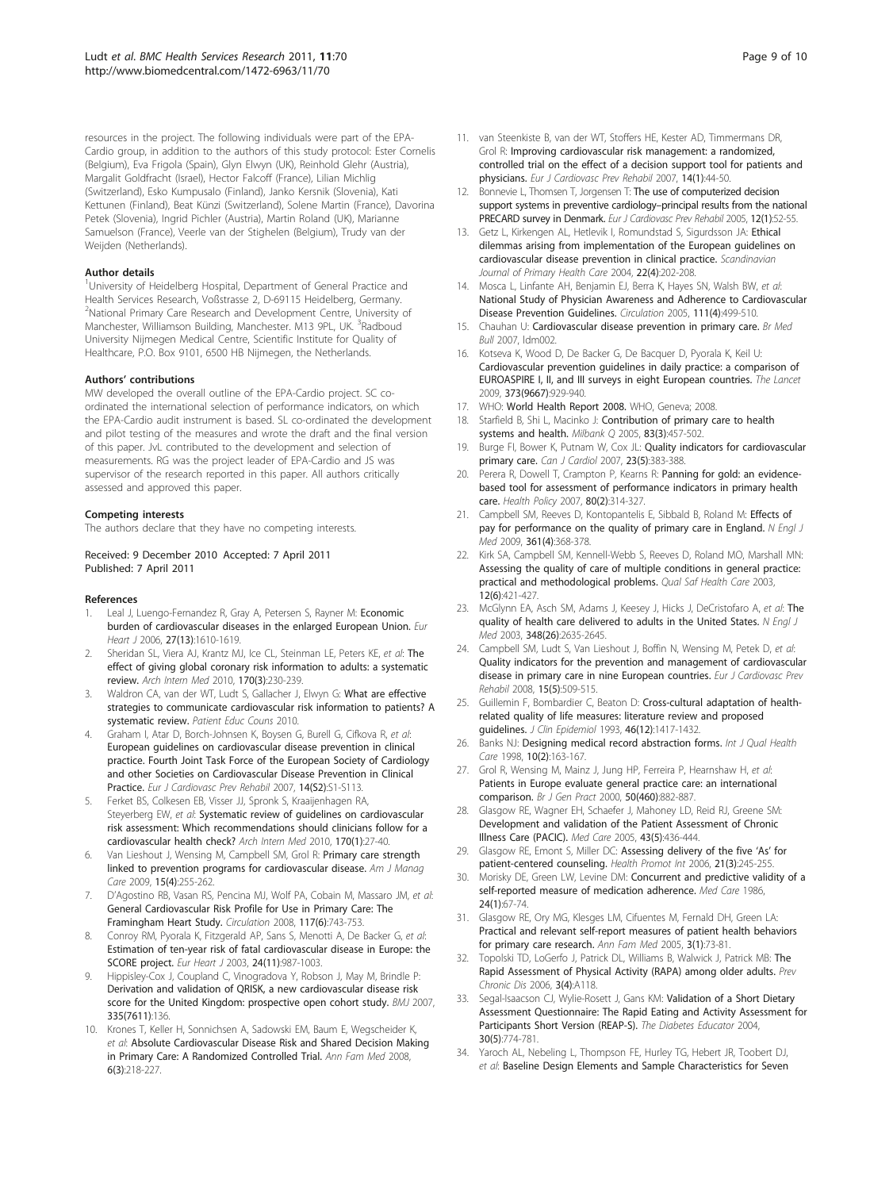resources in the project. The following individuals were part of the EPA-Cardio group, in addition to the authors of this study protocol: Ester Cornelis (Belgium), Eva Frigola (Spain), Glyn Elwyn (UK), Reinhold Glehr (Austria), Margalit Goldfracht (Israel), Hector Falcoff (France), Lilian Michlig (Switzerland), Esko Kumpusalo (Finland), Janko Kersnik (Slovenia), Kati Kettunen (Finland), Beat Künzi (Switzerland), Solene Martin (France), Davorina Petek (Slovenia), Ingrid Pichler (Austria), Martin Roland (UK), Marianne Samuelson (France), Veerle van der Stighelen (Belgium), Trudy van der Weijden (Netherlands).

#### Author details

[1]University of Heidelberg Hospital, Department of General Practice and Health Services Research, Voßstrasse 2, D-69115 Heidelberg, Germany. [2]National Primary Care Research and Development Centre, University of Manchester, Williamson Building, Manchester. M13 9PL, UK. [3]Radboud University Nijmegen Medical Centre, Scientific Institute for Quality of Healthcare, P.O. Box 9101, 6500 HB Nijmegen, the Netherlands.

#### Authors' contributions

MW developed the overall outline of the EPA-Cardio project. SC co-ordinated the international selection of performance indicators, on which the EPA-Cardio audit instrument is based. SL co-ordinated the development and pilot testing of the measures and wrote the draft and the final version of this paper. JvL contributed to the development and selection of measurements. RG was the project leader of EPA-Cardio and JS was supervisor of the research reported in this paper. All authors critically assessed and approved this paper.

#### Competing interests

The authors declare that they have no competing interests.

Received: 9 December 2010 Accepted: 7 April 2011
Published: 7 April 2011

#### References

1. Leal J, Luengo-Fernandez R, Gray A, Petersen S, Rayner M: **Economic burden of cardiovascular diseases in the enlarged European Union.** *Eur Heart J* 2006, **27(13)**:1610-1619.
2. Sheridan SL, Viera AJ, Krantz MJ, Ice CL, Steinman LE, Peters KE, *et al*: **The effect of giving global coronary risk information to adults: a systematic review.** *Arch Intern Med* 2010, **170(3)**:230-239.
3. Waldron CA, van der WT, Ludt S, Gallacher J, Elwyn G: **What are effective strategies to communicate cardiovascular risk information to patients? A systematic review.** *Patient Educ Couns* 2010.
4. Graham I, Atar D, Borch-Johnsen K, Boysen G, Burell G, Cifkova R, *et al*: **European guidelines on cardiovascular disease prevention in clinical practice. Fourth Joint Task Force of the European Society of Cardiology and other Societies on Cardiovascular Disease Prevention in Clinical Practice.** *Eur J Cardiovasc Prev Rehabil* 2007, **14(S2)**:S1-S113.
5. Ferket BS, Colkesen EB, Visser JJ, Spronk S, Kraaijenhagen RA, Steyerberg EW, *et al*: **Systematic review of guidelines on cardiovascular risk assessment: Which recommendations should clinicians follow for a cardiovascular health check?** *Arch Intern Med* 2010, **170(1)**:27-40.
6. Van Lieshout J, Wensing M, Campbell SM, Grol R: **Primary care strength linked to prevention programs for cardiovascular disease.** *Am J Manag Care* 2009, **15(4)**:255-262.
7. D'Agostino RB, Vasan RS, Pencina MJ, Wolf PA, Cobain M, Massaro JM, *et al*: **General Cardiovascular Risk Profile for Use in Primary Care: The Framingham Heart Study.** *Circulation* 2008, **117(6)**:743-753.
8. Conroy RM, Pyorala K, Fitzgerald AP, Sans S, Menotti A, De Backer G, *et al*: **Estimation of ten-year risk of fatal cardiovascular disease in Europe: the SCORE project.** *Eur Heart J* 2003, **24(11)**:987-1003.
9. Hippisley-Cox J, Coupland C, Vinogradova Y, Robson J, May M, Brindle P: **Derivation and validation of QRISK, a new cardiovascular disease risk score for the United Kingdom: prospective open cohort study.** *BMJ* 2007, **335(7611)**:136.
10. Krones T, Keller H, Sonnichsen A, Sadowski EM, Baum E, Wegscheider K, *et al*: **Absolute Cardiovascular Disease Risk and Shared Decision Making in Primary Care: A Randomized Controlled Trial.** *Ann Fam Med* 2008, **6(3)**:218-227.
11. van Steenkiste B, van der WT, Stoffers HE, Kester AD, Timmermans DR, Grol R: **Improving cardiovascular risk management: a randomized, controlled trial on the effect of a decision support tool for patients and physicians.** *Eur J Cardiovasc Prev Rehabil* 2007, **14(1)**:44-50.
12. Bonnevie L, Thomsen T, Jorgensen T: **The use of computerized decision support systems in preventive cardiology–principal results from the national PRECARD survey in Denmark.** *Eur J Cardiovasc Prev Rehabil* 2005, **12(1)**:52-55.
13. Getz L, Kirkengen AL, Hetlevik I, Romundstad S, Sigurdsson JA: **Ethical dilemmas arising from implementation of the European guidelines on cardiovascular disease prevention in clinical practice.** *Scandinavian Journal of Primary Health Care* 2004, **22(4)**:202-208.
14. Mosca L, Linfante AH, Benjamin EJ, Berra K, Hayes SN, Walsh BW, *et al*: **National Study of Physician Awareness and Adherence to Cardiovascular Disease Prevention Guidelines.** *Circulation* 2005, **111(4)**:499-510.
15. Chauhan U: **Cardiovascular disease prevention in primary care.** *Br Med Bull* 2007, ldm002.
16. Kotseva K, Wood D, De Backer G, De Bacquer D, Pyorala K, Keil U: **Cardiovascular prevention guidelines in daily practice: a comparison of EUROASPIRE I, II, and III surveys in eight European countries.** *The Lancet* 2009, **373(9667)**:929-940.
17. WHO: **World Health Report 2008.** WHO, Geneva; 2008.
18. Starfield B, Shi L, Macinko J: **Contribution of primary care to health systems and health.** *Milbank Q* 2005, **83(3)**:457-502.
19. Burge FI, Bower K, Putnam W, Cox JL: **Quality indicators for cardiovascular primary care.** *Can J Cardiol* 2007, **23(5)**:383-388.
20. Perera R, Dowell T, Crampton P, Kearns R: **Panning for gold: an evidence-based tool for assessment of performance indicators in primary health care.** *Health Policy* 2007, **80(2)**:314-327.
21. Campbell SM, Reeves D, Kontopantelis E, Sibbald B, Roland M: **Effects of pay for performance on the quality of primary care in England.** *N Engl J Med* 2009, **361(4)**:368-378.
22. Kirk SA, Campbell SM, Kennell-Webb S, Reeves D, Roland MO, Marshall MN: **Assessing the quality of care of multiple conditions in general practice: practical and methodological problems.** *Qual Saf Health Care* 2003, **12(6)**:421-427.
23. McGlynn EA, Asch SM, Adams J, Keesey J, Hicks J, DeCristofaro A, *et al*: **The quality of health care delivered to adults in the United States.** *N Engl J Med* 2003, **348(26)**:2635-2645.
24. Campbell SM, Ludt S, Van Lieshout J, Boffin N, Wensing M, Petek D, *et al*: **Quality indicators for the prevention and management of cardiovascular disease in primary care in nine European countries.** *Eur J Cardiovasc Prev Rehabil* 2008, **15(5)**:509-515.
25. Guillemin F, Bombardier C, Beaton D: **Cross-cultural adaptation of health-related quality of life measures: literature review and proposed guidelines.** *J Clin Epidemiol* 1993, **46(12)**:1417-1432.
26. Banks NJ: **Designing medical record abstraction forms.** *Int J Qual Health Care* 1998, **10(2)**:163-167.
27. Grol R, Wensing M, Mainz J, Jung HP, Ferreira P, Hearnshaw H, *et al*: **Patients in Europe evaluate general practice care: an international comparison.** *Br J Gen Pract* 2000, **50(460)**:882-887.
28. Glasgow RE, Wagner EH, Schaefer J, Mahoney LD, Reid RJ, Greene SM: **Development and validation of the Patient Assessment of Chronic Illness Care (PACIC).** *Med Care* 2005, **43(5)**:436-444.
29. Glasgow RE, Emont S, Miller DC: **Assessing delivery of the five 'As' for patient-centered counseling.** *Health Promot Int* 2006, **21(3)**:245-255.
30. Morisky DE, Green LW, Levine DM: **Concurrent and predictive validity of a self-reported measure of medication adherence.** *Med Care* 1986, **24(1)**:67-74.
31. Glasgow RE, Ory MG, Klesges LM, Cifuentes M, Fernald DH, Green LA: **Practical and relevant self-report measures of patient health behaviors for primary care research.** *Ann Fam Med* 2005, **3(1)**:73-81.
32. Topolski TD, LoGerfo J, Patrick DL, Williams B, Walwick J, Patrick MB: **The Rapid Assessment of Physical Activity (RAPA) among older adults.** *Prev Chronic Dis* 2006, **3(4)**:A118.
33. Segal-Isaacson CJ, Wylie-Rosett J, Gans KM: **Validation of a Short Dietary Assessment Questionnaire: The Rapid Eating and Activity Assessment for Participants Short Version (REAP-S).** *The Diabetes Educator* 2004, **30(5)**:774-781.
34. Yaroch AL, Nebeling L, Thompson FE, Hurley TG, Hebert JR, Toobert DJ, *et al*: **Baseline Design Elements and Sample Characteristics for Seven**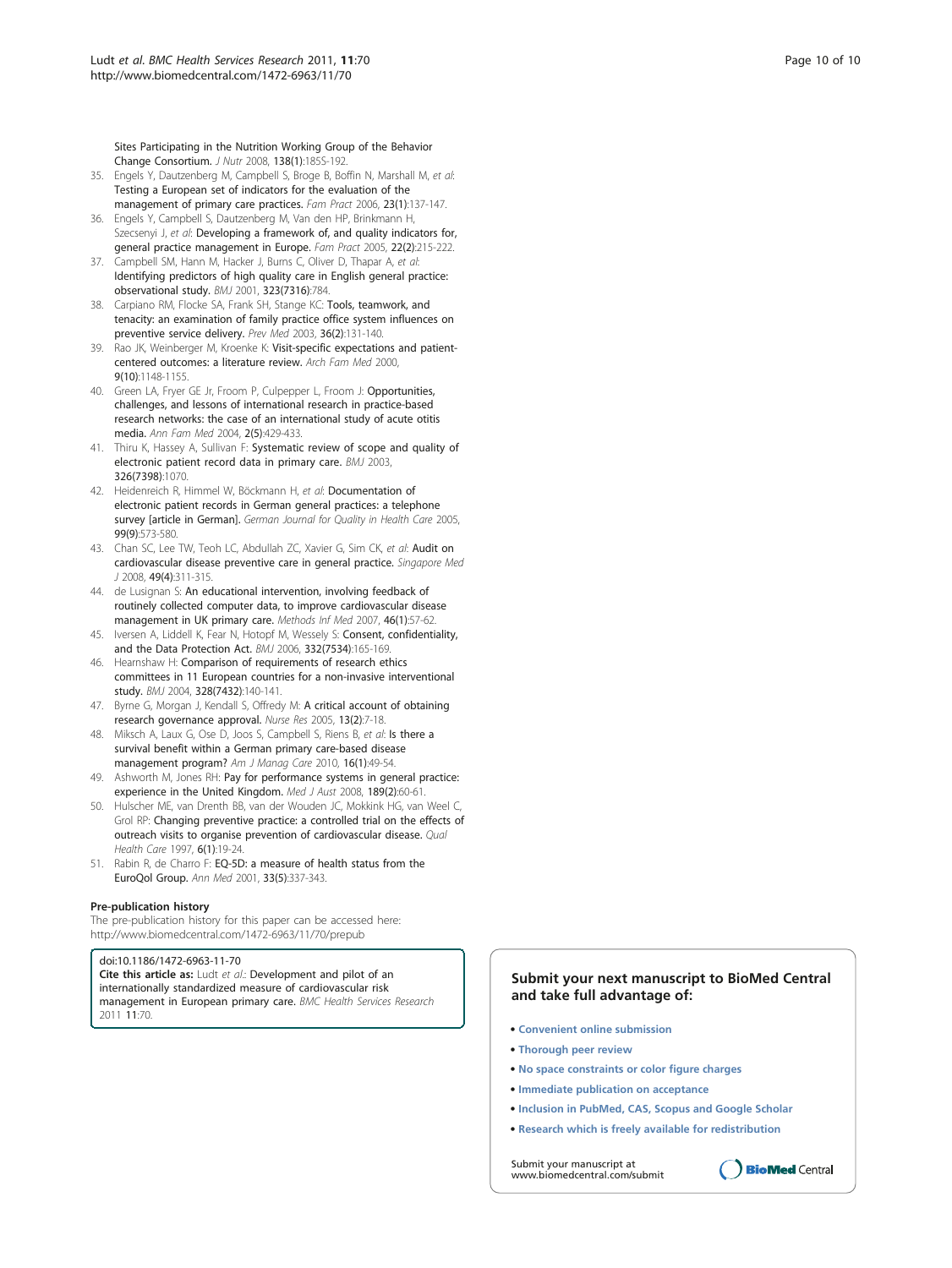Sites Participating in the Nutrition Working Group of the Behavior Change Consortium. *J Nutr* 2008, **138(1)**:185S-192.

35. Engels Y, Dautzenberg M, Campbell S, Broge B, Boffin N, Marshall M, *et al*: **Testing a European set of indicators for the evaluation of the management of primary care practices.** *Fam Pract* 2006, **23(1)**:137-147.
36. Engels Y, Campbell S, Dautzenberg M, Van den HP, Brinkmann H, Szecsenyi J, *et al*: **Developing a framework of, and quality indicators for, general practice management in Europe.** *Fam Pract* 2005, **22(2)**:215-222.
37. Campbell SM, Hann M, Hacker J, Burns C, Oliver D, Thapar A, *et al*: **Identifying predictors of high quality care in English general practice: observational study.** *BMJ* 2001, **323(7316)**:784.
38. Carpiano RM, Flocke SA, Frank SH, Stange KC: **Tools, teamwork, and tenacity: an examination of family practice office system influences on preventive service delivery.** *Prev Med* 2003, **36(2)**:131-140.
39. Rao JK, Weinberger M, Kroenke K: **Visit-specific expectations and patient-centered outcomes: a literature review.** *Arch Fam Med* 2000, **9(10)**:1148-1155.
40. Green LA, Fryer GE Jr, Froom P, Culpepper L, Froom J: **Opportunities, challenges, and lessons of international research in practice-based research networks: the case of an international study of acute otitis media.** *Ann Fam Med* 2004, **2(5)**:429-433.
41. Thiru K, Hassey A, Sullivan F: **Systematic review of scope and quality of electronic patient record data in primary care.** *BMJ* 2003, **326(7398)**:1070.
42. Heidenreich R, Himmel W, Böckmann H, *et al*: **Documentation of electronic patient records in German general practices: a telephone survey [article in German].** *German Journal for Quality in Health Care* 2005, **99(9)**:573-580.
43. Chan SC, Lee TW, Teoh LC, Abdullah ZC, Xavier G, Sim CK, *et al*: **Audit on cardiovascular disease preventive care in general practice.** *Singapore Med J* 2008, **49(4)**:311-315.
44. de Lusignan S: **An educational intervention, involving feedback of routinely collected computer data, to improve cardiovascular disease management in UK primary care.** *Methods Inf Med* 2007, **46(1)**:57-62.
45. Iversen A, Liddell K, Fear N, Hotopf M, Wessely S: **Consent, confidentiality, and the Data Protection Act.** *BMJ* 2006, **332(7534)**:165-169.
46. Hearnshaw H: **Comparison of requirements of research ethics committees in 11 European countries for a non-invasive interventional study.** *BMJ* 2004, **328(7432)**:140-141.
47. Byrne G, Morgan J, Kendall S, Offredy M: **A critical account of obtaining research governance approval.** *Nurse Res* 2005, **13(2)**:7-18.
48. Miksch A, Laux G, Ose D, Joos S, Campbell S, Riens B, *et al*: **Is there a survival benefit within a German primary care-based disease management program?** *Am J Manag Care* 2010, **16(1)**:49-54.
49. Ashworth M, Jones RH: **Pay for performance systems in general practice: experience in the United Kingdom.** *Med J Aust* 2008, **189(2)**:60-61.
50. Hulscher ME, van Drenth BB, van der Wouden JC, Mokkink HG, van Weel C, Grol RP: **Changing preventive practice: a controlled trial on the effects of outreach visits to organise prevention of cardiovascular disease.** *Qual Health Care* 1997, **6(1)**:19-24.
51. Rabin R, de Charro F: **EQ-5D: a measure of health status from the EuroQol Group.** *Ann Med* 2001, **33(5)**:337-343.

## Pre-publication history

The pre-publication history for this paper can be accessed here:
http://www.biomedcentral.com/1472-6963/11/70/prepub

doi:10.1186/1472-6963-11-70

**Cite this article as:** Ludt *et al.*: Development and pilot of an internationally standardized measure of cardiovascular risk management in European primary care. *BMC Health Services Research* 2011 **11**:70.

**Submit your next manuscript to BioMed Central and take full advantage of:**

- **Convenient online submission**
- **Thorough peer review**
- **No space constraints or color figure charges**
- **Immediate publication on acceptance**
- **Inclusion in PubMed, CAS, Scopus and Google Scholar**
- **Research which is freely available for redistribution**

Submit your manuscript at www.biomedcentral.com/submit

BioMed Central